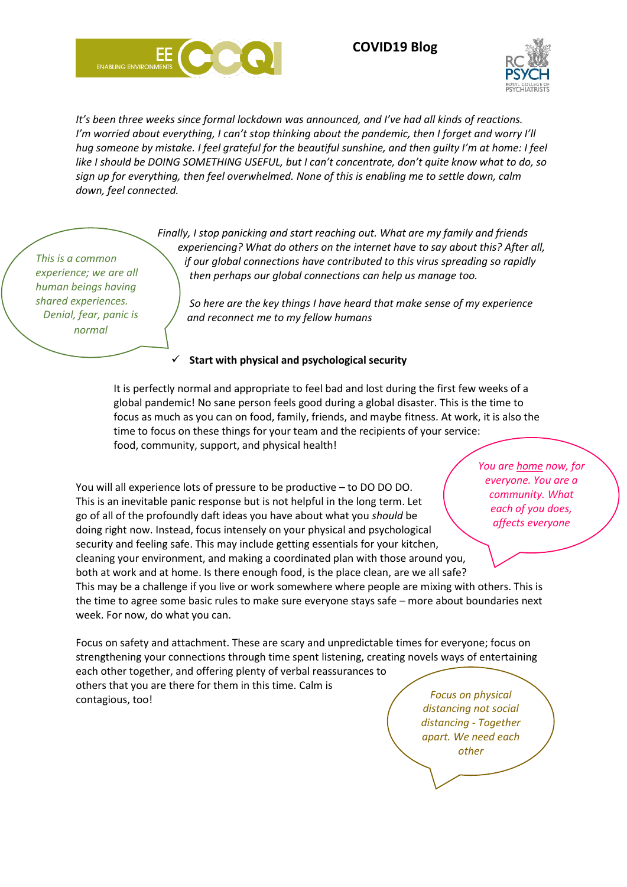# COVID19 Blog

*It's been three weeks since formal lockdown was announced, and I've had all kinds of reactions. I'm worried about everything, I can't stop thinking about the pandemic, then I forget and worry I'll hug someone by mistake. I feel grateful for the beautiful sunshine, and then guilty I'm at home: I feel like I should be DOING SOMETHING USEFUL, but I can't concentrate, don't quite know what to do, so sign up for everything, then feel overwhelmed. None of this is enabling me to settle down, calm down, feel connected.*

*This is a common experience; we are all human beings having shared experiences. Denial, fear, panic is normal*

*Finally, I stop panicking and start reaching out. What are my family and friends experiencing? What do others on the internet have to say about this? After all, if our global connections have contributed to this virus spreading so rapidly then perhaps our global connections can help us manage too.*

*So here are the key things I have heard that make sense of my experience and reconnect me to my fellow humans*

✓ **Start with physical and psychological security**

It is perfectly normal and appropriate to feel bad and lost during the first few weeks of a global pandemic! No sane person feels good during a global disaster. This is the time to focus as much as you can on food, family, friends, and maybe fitness. At work, it is also the time to focus on these things for your team and the recipients of your service: food, community, support, and physical health!

*You are home now, for everyone. You are a community. What each of you does, affects everyone*

You will all experience lots of pressure to be productive – to DO DO DO. This is an inevitable panic response but is not helpful in the long term. Let go of all of the profoundly daft ideas you have about what you *should* be doing right now. Instead, focus intensely on your physical and psychological security and feeling safe. This may include getting essentials for your kitchen, cleaning your environment, and making a coordinated plan with those around you, both at work and at home. Is there enough food, is the place clean, are we all safe? This may be a challenge if you live or work somewhere where people are mixing with others. This is the time to agree some basic rules to make sure everyone stays safe – more about boundaries next week. For now, do what you can.

Focus on safety and attachment. These are scary and unpredictable times for everyone; focus on strengthening your connections through time spent listening, creating novels ways of entertaining each other together, and offering plenty of verbal reassurances to others that you are there for them in this time. Calm is contagious, too!

*Focus on physical distancing not social distancing - Together apart. We need each other*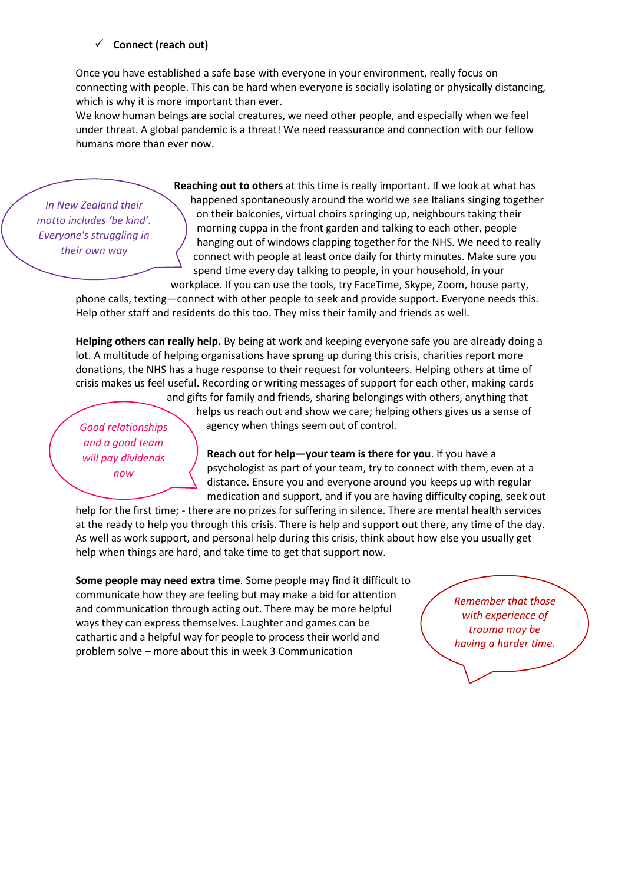- ✓ **Connect (reach out)**

Once you have established a safe base with everyone in your environment, really focus on connecting with people. This can be hard when everyone is socially isolating or physically distancing, which is why it is more important than ever.
We know human beings are social creatures, we need other people, and especially when we feel under threat. A global pandemic is a threat! We need reassurance and connection with our fellow humans more than ever now.

*In New Zealand their motto includes 'be kind'. Everyone's struggling in their own way*

**Reaching out to others** at this time is really important. If we look at what has happened spontaneously around the world we see Italians singing together on their balconies, virtual choirs springing up, neighbours taking their morning cuppa in the front garden and talking to each other, people hanging out of windows clapping together for the NHS. We need to really connect with people at least once daily for thirty minutes. Make sure you spend time every day talking to people, in your household, in your workplace. If you can use the tools, try FaceTime, Skype, Zoom, house party, phone calls, texting—connect with other people to seek and provide support. Everyone needs this. Help other staff and residents do this too. They miss their family and friends as well.

**Helping others can really help.** By being at work and keeping everyone safe you are already doing a lot. A multitude of helping organisations have sprung up during this crisis, charities report more donations, the NHS has a huge response to their request for volunteers. Helping others at time of crisis makes us feel useful. Recording or writing messages of support for each other, making cards and gifts for family and friends, sharing belongings with others, anything that helps us reach out and show we care; helping others gives us a sense of agency when things seem out of control.

*Good relationships and a good team will pay dividends now*

**Reach out for help—your team is there for you**. If you have a psychologist as part of your team, try to connect with them, even at a distance. Ensure you and everyone around you keeps up with regular medication and support, and if you are having difficulty coping, seek out help for the first time; - there are no prizes for suffering in silence. There are mental health services at the ready to help you through this crisis. There is help and support out there, any time of the day. As well as work support, and personal help during this crisis, think about how else you usually get help when things are hard, and take time to get that support now.

**Some people may need extra time**. Some people may find it difficult to communicate how they are feeling but may make a bid for attention and communication through acting out. There may be more helpful ways they can express themselves. Laughter and games can be cathartic and a helpful way for people to process their world and problem solve – more about this in week 3 Communication

*Remember that those with experience of trauma may be having a harder time.*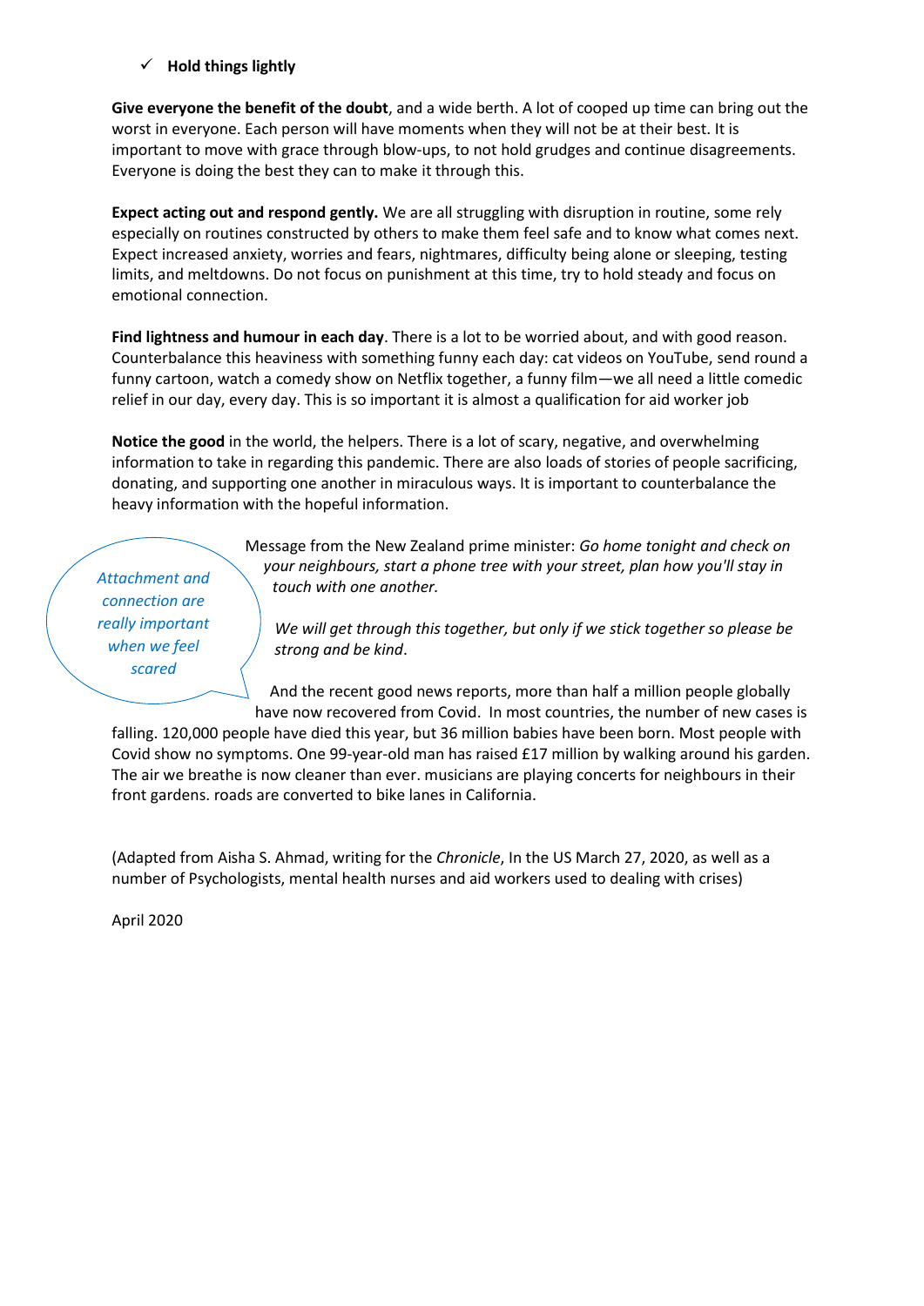- ✓ **Hold things lightly**

**Give everyone the benefit of the doubt**, and a wide berth. A lot of cooped up time can bring out the worst in everyone. Each person will have moments when they will not be at their best. It is important to move with grace through blow-ups, to not hold grudges and continue disagreements. Everyone is doing the best they can to make it through this.

**Expect acting out and respond gently.** We are all struggling with disruption in routine, some rely especially on routines constructed by others to make them feel safe and to know what comes next. Expect increased anxiety, worries and fears, nightmares, difficulty being alone or sleeping, testing limits, and meltdowns. Do not focus on punishment at this time, try to hold steady and focus on emotional connection.

**Find lightness and humour in each day**. There is a lot to be worried about, and with good reason. Counterbalance this heaviness with something funny each day: cat videos on YouTube, send round a funny cartoon, watch a comedy show on Netflix together, a funny film—we all need a little comedic relief in our day, every day. This is so important it is almost a qualification for aid worker job

**Notice the good** in the world, the helpers. There is a lot of scary, negative, and overwhelming information to take in regarding this pandemic. There are also loads of stories of people sacrificing, donating, and supporting one another in miraculous ways. It is important to counterbalance the heavy information with the hopeful information.

*Attachment and connection are really important when we feel scared*

Message from the New Zealand prime minister: *Go home tonight and check on your neighbours, start a phone tree with your street, plan how you'll stay in touch with one another.*

*We will get through this together, but only if we stick together so please be strong and be kind*.

And the recent good news reports, more than half a million people globally have now recovered from Covid. In most countries, the number of new cases is falling. 120,000 people have died this year, but 36 million babies have been born. Most people with Covid show no symptoms. One 99-year-old man has raised £17 million by walking around his garden. The air we breathe is now cleaner than ever. musicians are playing concerts for neighbours in their front gardens. roads are converted to bike lanes in California.

(Adapted from Aisha S. Ahmad, writing for the *Chronicle*, In the US March 27, 2020, as well as a number of Psychologists, mental health nurses and aid workers used to dealing with crises)

April 2020